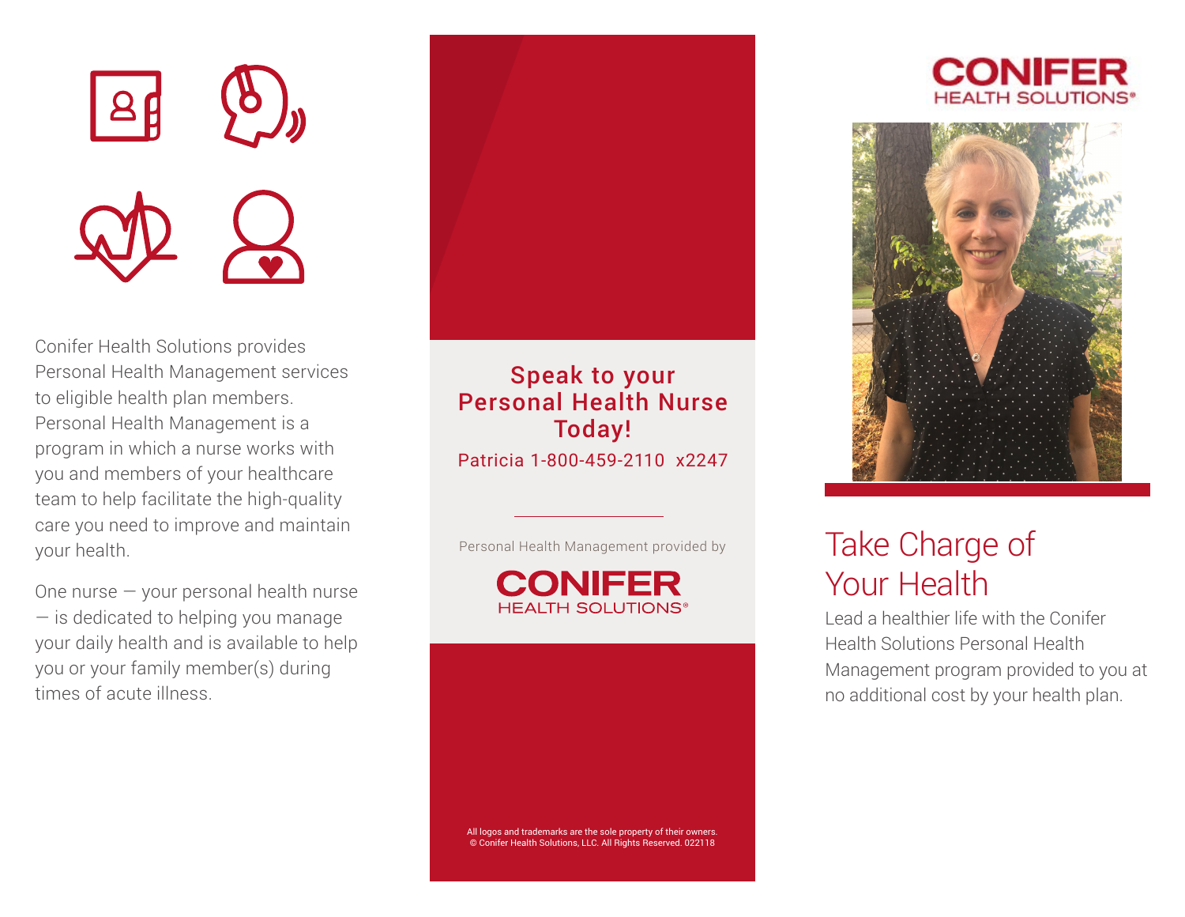Conifer Health Solutions provides Personal Health Management services to eligible health plan members. Personal Health Management is a program in which a nurse works with you and members of your healthcare team to help facilitate the high-quality care you need to improve and maintain your health.

One nurse — your personal health nurse — is dedicated to helping you manage your daily health and is available to help you or your family member(s) during times of acute illness.

## Speak to your Personal Health Nurse Today!

Patricia 1-800-459-2110 x2247

Personal Health Management provided by

**CONIFER**
HEALTH SOLUTIONS®

All logos and trademarks are the sole property of their owners.
© Conifer Health Solutions, LLC. All Rights Reserved. 022118

**CONIFER**
HEALTH SOLUTIONS®

# Take Charge of Your Health

Lead a healthier life with the Conifer Health Solutions Personal Health Management program provided to you at no additional cost by your health plan.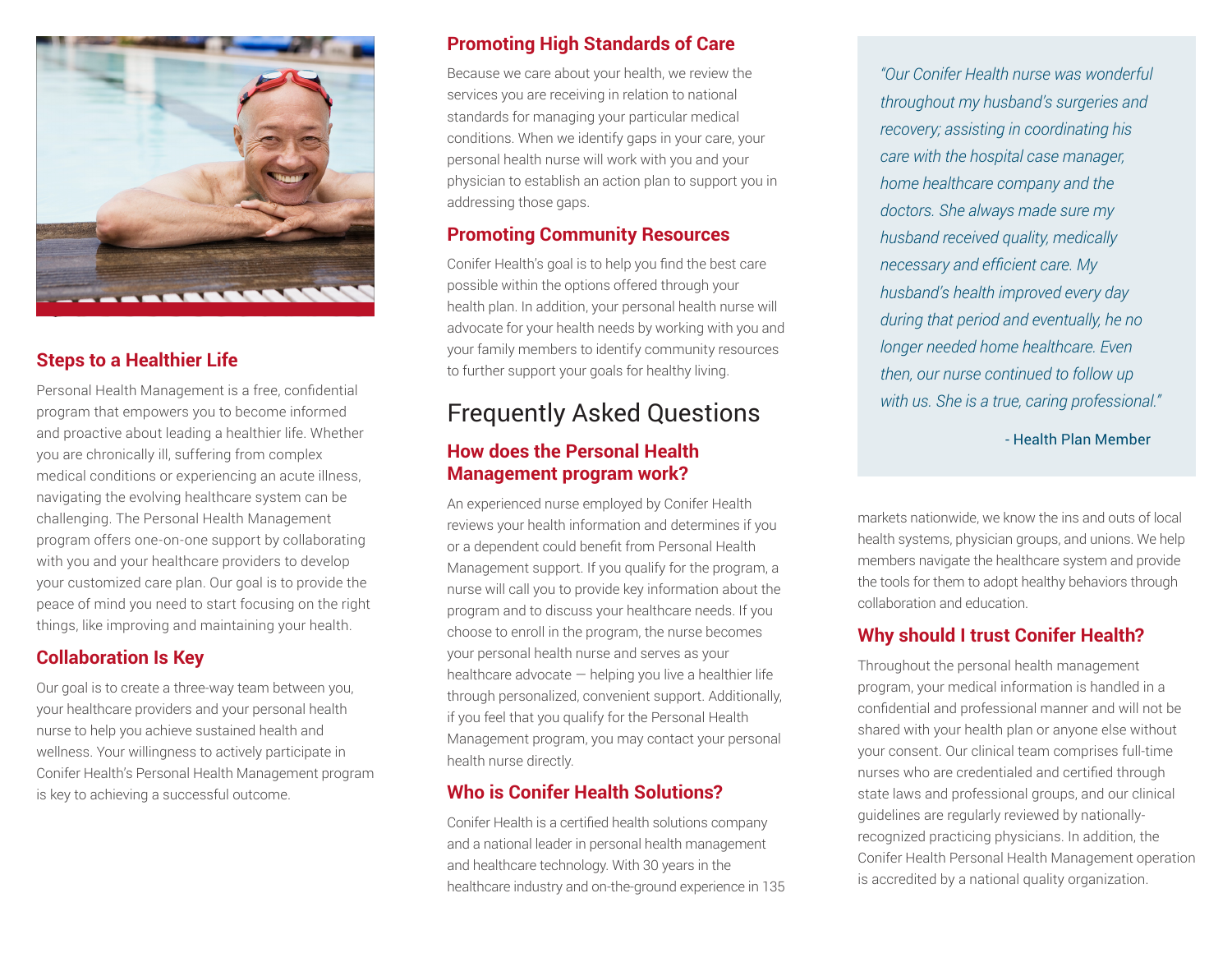## Steps to a Healthier Life

Personal Health Management is a free, confidential program that empowers you to become informed and proactive about leading a healthier life. Whether you are chronically ill, suffering from complex medical conditions or experiencing an acute illness, navigating the evolving healthcare system can be challenging. The Personal Health Management program offers one-on-one support by collaborating with you and your healthcare providers to develop your customized care plan. Our goal is to provide the peace of mind you need to start focusing on the right things, like improving and maintaining your health.

## Collaboration Is Key

Our goal is to create a three-way team between you, your healthcare providers and your personal health nurse to help you achieve sustained health and wellness. Your willingness to actively participate in Conifer Health's Personal Health Management program is key to achieving a successful outcome.

## Promoting High Standards of Care

Because we care about your health, we review the services you are receiving in relation to national standards for managing your particular medical conditions. When we identify gaps in your care, your personal health nurse will work with you and your physician to establish an action plan to support you in addressing those gaps.

## Promoting Community Resources

Conifer Health's goal is to help you find the best care possible within the options offered through your health plan. In addition, your personal health nurse will advocate for your health needs by working with you and your family members to identify community resources to further support your goals for healthy living.

# Frequently Asked Questions

## How does the Personal Health Management program work?

An experienced nurse employed by Conifer Health reviews your health information and determines if you or a dependent could benefit from Personal Health Management support. If you qualify for the program, a nurse will call you to provide key information about the program and to discuss your healthcare needs. If you choose to enroll in the program, the nurse becomes your personal health nurse and serves as your healthcare advocate — helping you live a healthier life through personalized, convenient support. Additionally, if you feel that you qualify for the Personal Health Management program, you may contact your personal health nurse directly.

## Who is Conifer Health Solutions?

Conifer Health is a certified health solutions company and a national leader in personal health management and healthcare technology. With 30 years in the healthcare industry and on-the-ground experience in 135 markets nationwide, we know the ins and outs of local health systems, physician groups, and unions. We help members navigate the healthcare system and provide the tools for them to adopt healthy behaviors through collaboration and education.

> *"Our Conifer Health nurse was wonderful throughout my husband's surgeries and recovery; assisting in coordinating his care with the hospital case manager, home healthcare company and the doctors. She always made sure my husband received quality, medically necessary and efficient care. My husband's health improved every day during that period and eventually, he no longer needed home healthcare. Even then, our nurse continued to follow up with us. She is a true, caring professional."*
>
> \- Health Plan Member

## Why should I trust Conifer Health?

Throughout the personal health management program, your medical information is handled in a confidential and professional manner and will not be shared with your health plan or anyone else without your consent. Our clinical team comprises full-time nurses who are credentialed and certified through state laws and professional groups, and our clinical guidelines are regularly reviewed by nationally-recognized practicing physicians. In addition, the Conifer Health Personal Health Management operation is accredited by a national quality organization.